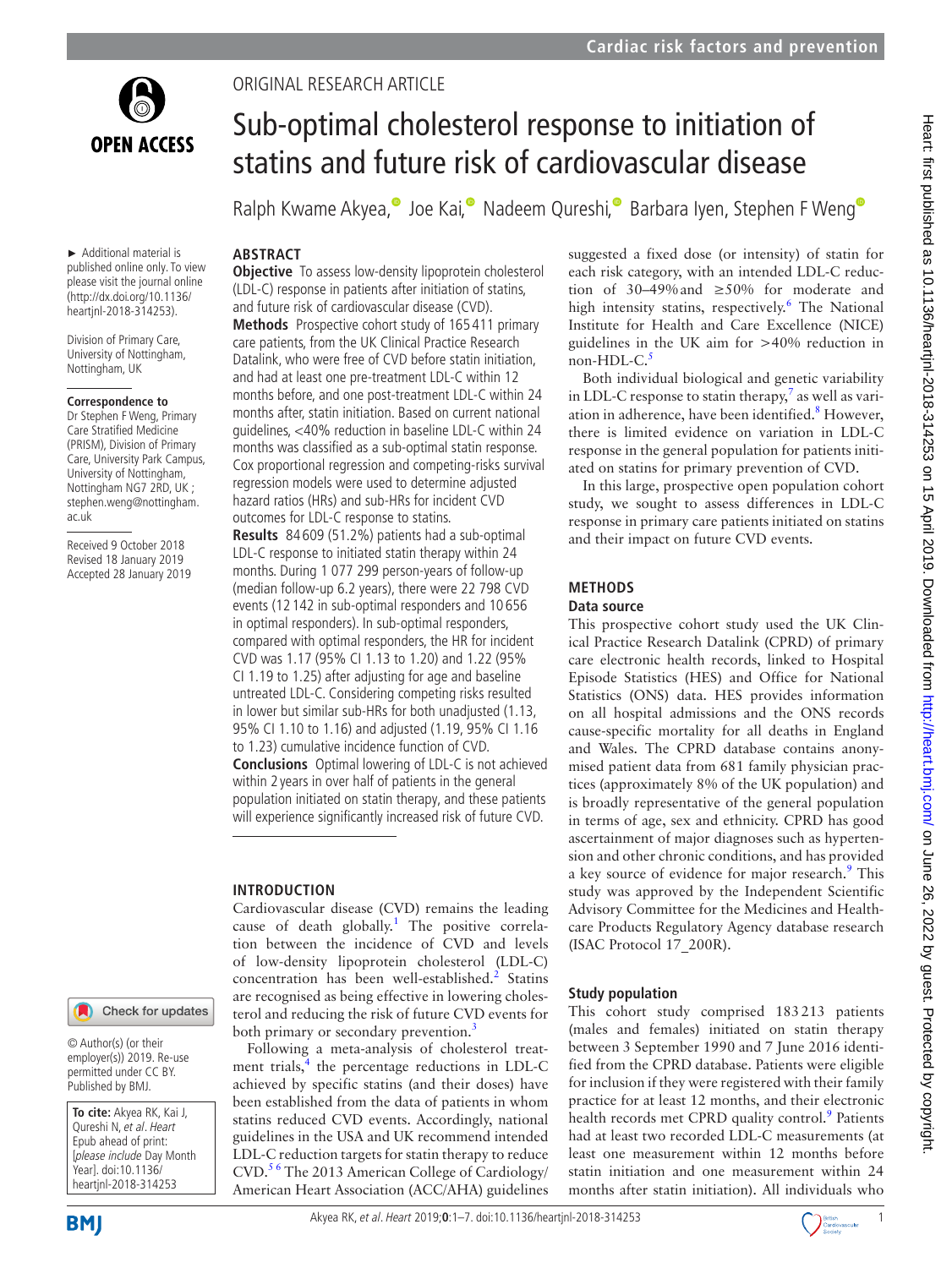ORIGINAL RESEARCH ARTICLE

# Sub-optimal cholesterol response to initiation of statins and future risk of cardiovascular disease

Ralph Kwame Akyea, Joe Kai, Nadeem Qureshi, Barbara Iyen, Stephen F Weng

► Additional material is published online only. To view please visit the journal online (http://dx.doi.org/10.1136/heartjnl-2018-314253).

Division of Primary Care, University of Nottingham, Nottingham, UK

**Correspondence to**
Dr Stephen F Weng, Primary Care Stratified Medicine (PRISM), Division of Primary Care, University Park Campus, University of Nottingham, Nottingham NG7 2RD, UK ; stephen.weng@nottingham.ac.uk

Received 9 October 2018
Revised 18 January 2019
Accepted 28 January 2019

© Author(s) (or their employer(s)) 2019. Re-use permitted under CC BY. Published by BMJ.

**To cite:** Akyea RK, Kai J, Qureshi N, *et al*. *Heart* Epub ahead of print: [*please include* Day Month Year]. doi:10.1136/heartjnl-2018-314253

## ABSTRACT

**Objective** To assess low-density lipoprotein cholesterol (LDL-C) response in patients after initiation of statins, and future risk of cardiovascular disease (CVD).

**Methods** Prospective cohort study of 165 411 primary care patients, from the UK Clinical Practice Research Datalink, who were free of CVD before statin initiation, and had at least one pre-treatment LDL-C within 12 months before, and one post-treatment LDL-C within 24 months after, statin initiation. Based on current national guidelines, <40% reduction in baseline LDL-C within 24 months was classified as a sub-optimal statin response. Cox proportional regression and competing-risks survival regression models were used to determine adjusted hazard ratios (HRs) and sub-HRs for incident CVD outcomes for LDL-C response to statins.

**Results** 84 609 (51.2%) patients had a sub-optimal LDL-C response to initiated statin therapy within 24 months. During 1 077 299 person-years of follow-up (median follow-up 6.2 years), there were 22 798 CVD events (12 142 in sub-optimal responders and 10 656 in optimal responders). In sub-optimal responders, compared with optimal responders, the HR for incident CVD was 1.17 (95% CI 1.13 to 1.20) and 1.22 (95% CI 1.19 to 1.25) after adjusting for age and baseline untreated LDL-C. Considering competing risks resulted in lower but similar sub-HRs for both unadjusted (1.13, 95% CI 1.10 to 1.16) and adjusted (1.19, 95% CI 1.16 to 1.23) cumulative incidence function of CVD.

**Conclusions** Optimal lowering of LDL-C is not achieved within 2 years in over half of patients in the general population initiated on statin therapy, and these patients will experience significantly increased risk of future CVD.

## INTRODUCTION

Cardiovascular disease (CVD) remains the leading cause of death globally.[1] The positive correlation between the incidence of CVD and levels of low-density lipoprotein cholesterol (LDL-C) concentration has been well-established.[2] Statins are recognised as being effective in lowering cholesterol and reducing the risk of future CVD events for both primary or secondary prevention.[3]

Following a meta-analysis of cholesterol treatment trials,[4] the percentage reductions in LDL-C achieved by specific statins (and their doses) have been established from the data of patients in whom statins reduced CVD events. Accordingly, national guidelines in the USA and UK recommend intended LDL-C reduction targets for statin therapy to reduce CVD.[5 6] The 2013 American College of Cardiology/American Heart Association (ACC/AHA) guidelines suggested a fixed dose (or intensity) of statin for each risk category, with an intended LDL-C reduction of 30–49% and ≥50% for moderate and high intensity statins, respectively.[6] The National Institute for Health and Care Excellence (NICE) guidelines in the UK aim for >40% reduction in non-HDL-C.[5]

Both individual biological and genetic variability in LDL-C response to statin therapy,[7] as well as variation in adherence, have been identified.[8] However, there is limited evidence on variation in LDL-C response in the general population for patients initiated on statins for primary prevention of CVD.

In this large, prospective open population cohort study, we sought to assess differences in LDL-C response in primary care patients initiated on statins and their impact on future CVD events.

## METHODS

### Data source

This prospective cohort study used the UK Clinical Practice Research Datalink (CPRD) of primary care electronic health records, linked to Hospital Episode Statistics (HES) and Office for National Statistics (ONS) data. HES provides information on all hospital admissions and the ONS records cause-specific mortality for all deaths in England and Wales. The CPRD database contains anonymised patient data from 681 family physician practices (approximately 8% of the UK population) and is broadly representative of the general population in terms of age, sex and ethnicity. CPRD has good ascertainment of major diagnoses such as hypertension and other chronic conditions, and has provided a key source of evidence for major research.[9] This study was approved by the Independent Scientific Advisory Committee for the Medicines and Healthcare Products Regulatory Agency database research (ISAC Protocol 17_200R).

### Study population

This cohort study comprised 183 213 patients (males and females) initiated on statin therapy between 3 September 1990 and 7 June 2016 identified from the CPRD database. Patients were eligible for inclusion if they were registered with their family practice for at least 12 months, and their electronic health records met CPRD quality control.[9] Patients had at least two recorded LDL-C measurements (at least one measurement within 12 months before statin initiation and one measurement within 24 months after statin initiation). All individuals who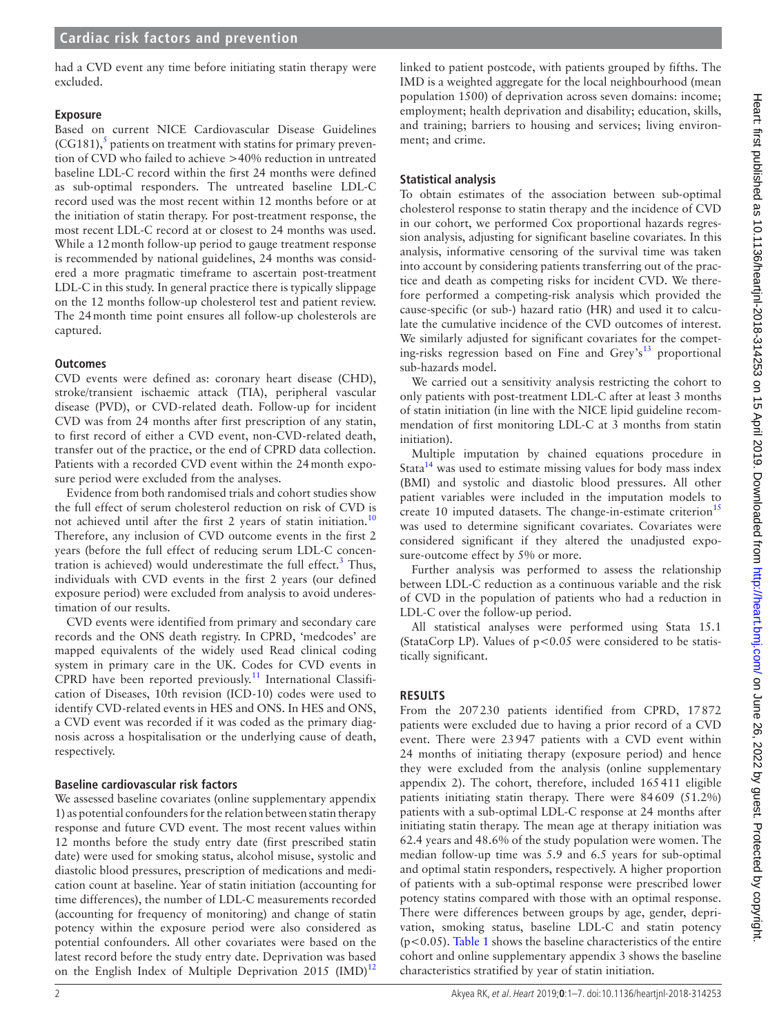had a CVD event any time before initiating statin therapy were excluded.

### Exposure

Based on current NICE Cardiovascular Disease Guidelines (CG181),[5] patients on treatment with statins for primary prevention of CVD who failed to achieve >40% reduction in untreated baseline LDL-C record within the first 24 months were defined as sub-optimal responders. The untreated baseline LDL-C record used was the most recent within 12 months before or at the initiation of statin therapy. For post-treatment response, the most recent LDL-C record at or closest to 24 months was used. While a 12 month follow-up period to gauge treatment response is recommended by national guidelines, 24 months was considered a more pragmatic timeframe to ascertain post-treatment LDL-C in this study. In general practice there is typically slippage on the 12 months follow-up cholesterol test and patient review. The 24 month time point ensures all follow-up cholesterols are captured.

### Outcomes

CVD events were defined as: coronary heart disease (CHD), stroke/transient ischaemic attack (TIA), peripheral vascular disease (PVD), or CVD-related death. Follow-up for incident CVD was from 24 months after first prescription of any statin, to first record of either a CVD event, non-CVD-related death, transfer out of the practice, or the end of CPRD data collection. Patients with a recorded CVD event within the 24 month exposure period were excluded from the analyses.

Evidence from both randomised trials and cohort studies show the full effect of serum cholesterol reduction on risk of CVD is not achieved until after the first 2 years of statin initiation.[10] Therefore, any inclusion of CVD outcome events in the first 2 years (before the full effect of reducing serum LDL-C concentration is achieved) would underestimate the full effect.[3] Thus, individuals with CVD events in the first 2 years (our defined exposure period) were excluded from analysis to avoid underestimation of our results.

CVD events were identified from primary and secondary care records and the ONS death registry. In CPRD, 'medcodes' are mapped equivalents of the widely used Read clinical coding system in primary care in the UK. Codes for CVD events in CPRD have been reported previously.[11] International Classification of Diseases, 10th revision (ICD-10) codes were used to identify CVD-related events in HES and ONS. In HES and ONS, a CVD event was recorded if it was coded as the primary diagnosis across a hospitalisation or the underlying cause of death, respectively.

### Baseline cardiovascular risk factors

We assessed baseline covariates (online supplementary appendix 1) as potential confounders for the relation between statin therapy response and future CVD event. The most recent values within 12 months before the study entry date (first prescribed statin date) were used for smoking status, alcohol misuse, systolic and diastolic blood pressures, prescription of medications and medication count at baseline. Year of statin initiation (accounting for time differences), the number of LDL-C measurements recorded (accounting for frequency of monitoring) and change of statin potency within the exposure period were also considered as potential confounders. All other covariates were based on the latest record before the study entry date. Deprivation was based on the English Index of Multiple Deprivation 2015 (IMD)[12] linked to patient postcode, with patients grouped by fifths. The IMD is a weighted aggregate for the local neighbourhood (mean population 1500) of deprivation across seven domains: income; employment; health deprivation and disability; education, skills, and training; barriers to housing and services; living environment; and crime.

### Statistical analysis

To obtain estimates of the association between sub-optimal cholesterol response to statin therapy and the incidence of CVD in our cohort, we performed Cox proportional hazards regression analysis, adjusting for significant baseline covariates. In this analysis, informative censoring of the survival time was taken into account by considering patients transferring out of the practice and death as competing risks for incident CVD. We therefore performed a competing-risk analysis which provided the cause-specific (or sub-) hazard ratio (HR) and used it to calculate the cumulative incidence of the CVD outcomes of interest. We similarly adjusted for significant covariates for the competing-risks regression based on Fine and Grey's[13] proportional sub-hazards model.

We carried out a sensitivity analysis restricting the cohort to only patients with post-treatment LDL-C after at least 3 months of statin initiation (in line with the NICE lipid guideline recommendation of first monitoring LDL-C at 3 months from statin initiation).

Multiple imputation by chained equations procedure in Stata[14] was used to estimate missing values for body mass index (BMI) and systolic and diastolic blood pressures. All other patient variables were included in the imputation models to create 10 imputed datasets. The change-in-estimate criterion[15] was used to determine significant covariates. Covariates were considered significant if they altered the unadjusted exposure-outcome effect by 5% or more.

Further analysis was performed to assess the relationship between LDL-C reduction as a continuous variable and the risk of CVD in the population of patients who had a reduction in LDL-C over the follow-up period.

All statistical analyses were performed using Stata 15.1 (StataCorp LP). Values of $p<0.05$ were considered to be statistically significant.

## RESULTS

From the 207 230 patients identified from CPRD, 17 872 patients were excluded due to having a prior record of a CVD event. There were 23 947 patients with a CVD event within 24 months of initiating therapy (exposure period) and hence they were excluded from the analysis (online supplementary appendix 2). The cohort, therefore, included 165 411 eligible patients initiating statin therapy. There were 84 609 (51.2%) patients with a sub-optimal LDL-C response at 24 months after initiating statin therapy. The mean age at therapy initiation was 62.4 years and 48.6% of the study population were women. The median follow-up time was 5.9 and 6.5 years for sub-optimal and optimal statin responders, respectively. A higher proportion of patients with a sub-optimal response were prescribed lower potency statins compared with those with an optimal response. There were differences between groups by age, gender, deprivation, smoking status, baseline LDL-C and statin potency ($p<0.05$). Table 1 shows the baseline characteristics of the entire cohort and online supplementary appendix 3 shows the baseline characteristics stratified by year of statin initiation.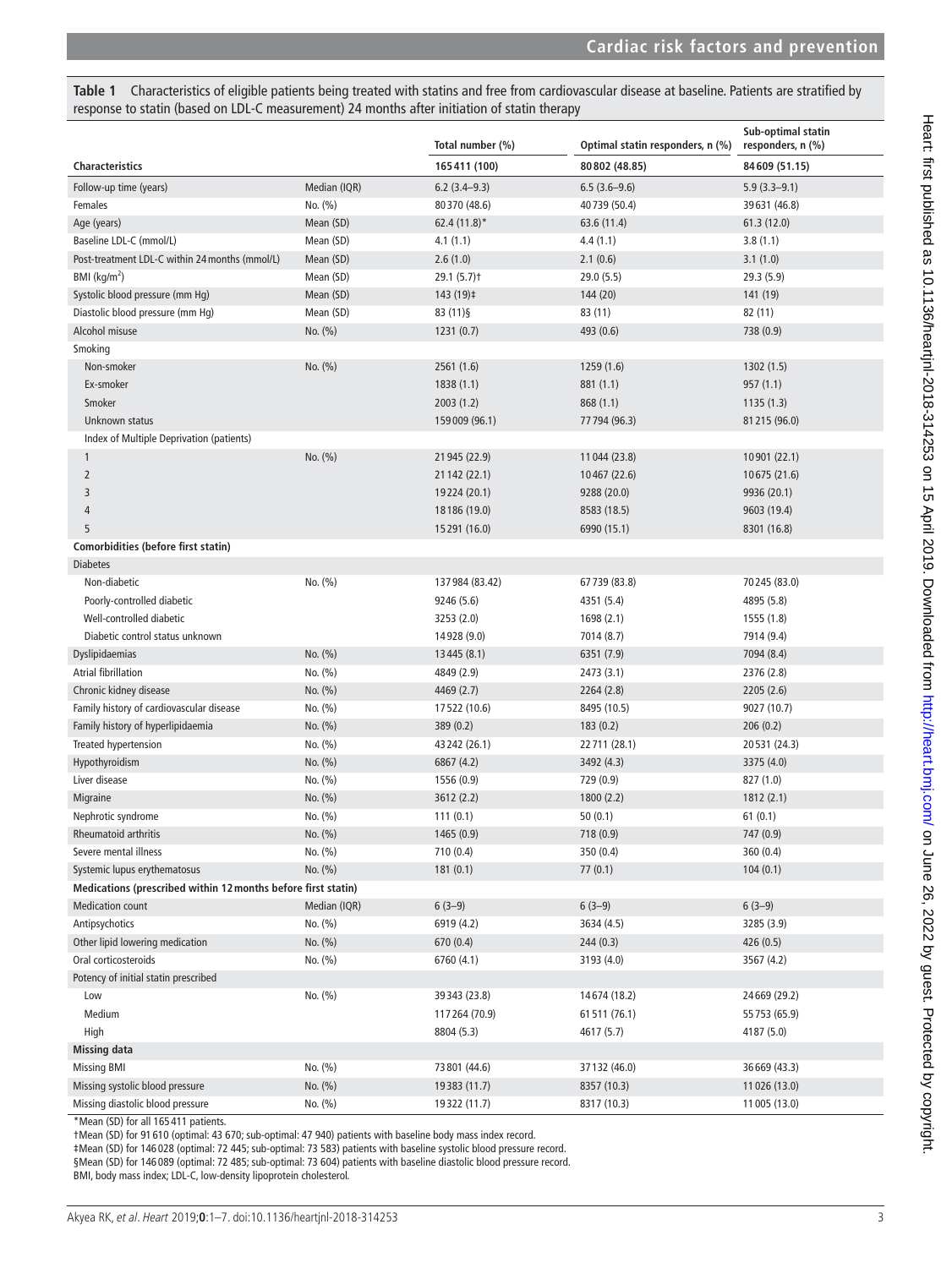**Table 1** Characteristics of eligible patients being treated with statins and free from cardiovascular disease at baseline. Patients are stratified by response to statin (based on LDL-C measurement) 24 months after initiation of statin therapy

| Characteristics | | Total number (%) 165 411 (100) | Optimal statin responders, n (%) 80 802 (48.85) | Sub-optimal statin responders, n (%) 84 609 (51.15) |
|---|---|---|---|---|
| Follow-up time (years) | Median (IQR) | 6.2 (3.4–9.3) | 6.5 (3.6–9.6) | 5.9 (3.3–9.1) |
| Females | No. (%) | 80 370 (48.6) | 40 739 (50.4) | 39 631 (46.8) |
| Age (years) | Mean (SD) | 62.4 (11.8)* | 63.6 (11.4) | 61.3 (12.0) |
| Baseline LDL-C (mmol/L) | Mean (SD) | 4.1 (1.1) | 4.4 (1.1) | 3.8 (1.1) |
| Post-treatment LDL-C within 24 months (mmol/L) | Mean (SD) | 2.6 (1.0) | 2.1 (0.6) | 3.1 (1.0) |
| BMI (kg/m$^2$) | Mean (SD) | 29.1 (5.7)† | 29.0 (5.5) | 29.3 (5.9) |
| Systolic blood pressure (mm Hg) | Mean (SD) | 143 (19)‡ | 144 (20) | 141 (19) |
| Diastolic blood pressure (mm Hg) | Mean (SD) | 83 (11)§ | 83 (11) | 82 (11) |
| Alcohol misuse | No. (%) | 1231 (0.7) | 493 (0.6) | 738 (0.9) |
| Smoking | | | | |
| Non-smoker | No. (%) | 2561 (1.6) | 1259 (1.6) | 1302 (1.5) |
| Ex-smoker | | 1838 (1.1) | 881 (1.1) | 957 (1.1) |
| Smoker | | 2003 (1.2) | 868 (1.1) | 1135 (1.3) |
| Unknown status | | 159 009 (96.1) | 77 794 (96.3) | 81 215 (96.0) |
| Index of Multiple Deprivation (patients) | | | | |
| 1 | No. (%) | 21 945 (22.9) | 11 044 (23.8) | 10 901 (22.1) |
| 2 | | 21 142 (22.1) | 10 467 (22.6) | 10 675 (21.6) |
| 3 | | 19 224 (20.1) | 9288 (20.0) | 9936 (20.1) |
| 4 | | 18 186 (19.0) | 8583 (18.5) | 9603 (19.4) |
| 5 | | 15 291 (16.0) | 6990 (15.1) | 8301 (16.8) |
| **Comorbidities (before first statin)** | | | | |
| Diabetes | | | | |
| Non-diabetic | No. (%) | 137 984 (83.42) | 67 739 (83.8) | 70 245 (83.0) |
| Poorly-controlled diabetic | | 9246 (5.6) | 4351 (5.4) | 4895 (5.8) |
| Well-controlled diabetic | | 3253 (2.0) | 1698 (2.1) | 1555 (1.8) |
| Diabetic control status unknown | | 14 928 (9.0) | 7014 (8.7) | 7914 (9.4) |
| Dyslipidaemias | No. (%) | 13 445 (8.1) | 6351 (7.9) | 7094 (8.4) |
| Atrial fibrillation | No. (%) | 4849 (2.9) | 2473 (3.1) | 2376 (2.8) |
| Chronic kidney disease | No. (%) | 4469 (2.7) | 2264 (2.8) | 2205 (2.6) |
| Family history of cardiovascular disease | No. (%) | 17 522 (10.6) | 8495 (10.5) | 9027 (10.7) |
| Family history of hyperlipidaemia | No. (%) | 389 (0.2) | 183 (0.2) | 206 (0.2) |
| Treated hypertension | No. (%) | 43 242 (26.1) | 22 711 (28.1) | 20 531 (24.3) |
| Hypothyroidism | No. (%) | 6867 (4.2) | 3492 (4.3) | 3375 (4.0) |
| Liver disease | No. (%) | 1556 (0.9) | 729 (0.9) | 827 (1.0) |
| Migraine | No. (%) | 3612 (2.2) | 1800 (2.2) | 1812 (2.1) |
| Nephrotic syndrome | No. (%) | 111 (0.1) | 50 (0.1) | 61 (0.1) |
| Rheumatoid arthritis | No. (%) | 1465 (0.9) | 718 (0.9) | 747 (0.9) |
| Severe mental illness | No. (%) | 710 (0.4) | 350 (0.4) | 360 (0.4) |
| Systemic lupus erythematosus | No. (%) | 181 (0.1) | 77 (0.1) | 104 (0.1) |
| **Medications (prescribed within 12 months before first statin)** | | | | |
| Medication count | Median (IQR) | 6 (3–9) | 6 (3–9) | 6 (3–9) |
| Antipsychotics | No. (%) | 6919 (4.2) | 3634 (4.5) | 3285 (3.9) |
| Other lipid lowering medication | No. (%) | 670 (0.4) | 244 (0.3) | 426 (0.5) |
| Oral corticosteroids | No. (%) | 6760 (4.1) | 3193 (4.0) | 3567 (4.2) |
| Potency of initial statin prescribed | | | | |
| Low | No. (%) | 39 343 (23.8) | 14 674 (18.2) | 24 669 (29.2) |
| Medium | | 117 264 (70.9) | 61 511 (76.1) | 55 753 (65.9) |
| High | | 8804 (5.3) | 4617 (5.7) | 4187 (5.0) |
| **Missing data** | | | | |
| Missing BMI | No. (%) | 73 801 (44.6) | 37 132 (46.0) | 36 669 (43.3) |
| Missing systolic blood pressure | No. (%) | 19 383 (11.7) | 8357 (10.3) | 11 026 (13.0) |
| Missing diastolic blood pressure | No. (%) | 19 322 (11.7) | 8317 (10.3) | 11 005 (13.0) |

*Mean (SD) for all 165 411 patients.
†Mean (SD) for 91 610 (optimal: 43 670; sub-optimal: 47 940) patients with baseline body mass index record.
‡Mean (SD) for 146 028 (optimal: 72 445; sub-optimal: 73 583) patients with baseline systolic blood pressure record.
§Mean (SD) for 146 089 (optimal: 72 485; sub-optimal: 73 604) patients with baseline diastolic blood pressure record.
BMI, body mass index; LDL-C, low-density lipoprotein cholesterol.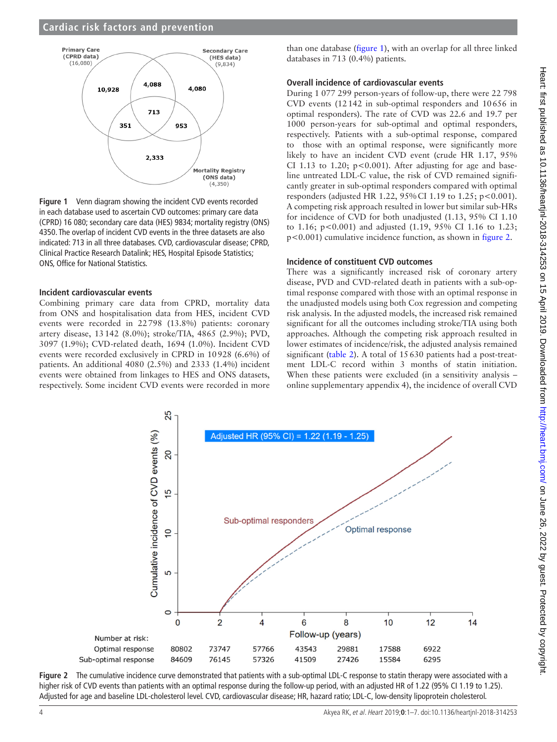Figure 1 Venn diagram showing the incident CVD events recorded in each database used to ascertain CVD outcomes: primary care data (CPRD) 16 080; secondary care data (HES) 9834; mortality registry (ONS) 4350. The overlap of incident CVD events in the three datasets are also indicated: 713 in all three databases. CVD, cardiovascular disease; CPRD, Clinical Practice Research Datalink; HES, Hospital Episode Statistics; ONS, Office for National Statistics.

### Incident cardiovascular events

Combining primary care data from CPRD, mortality data from ONS and hospitalisation data from HES, incident CVD events were recorded in 22 798 (13.8%) patients: coronary artery disease, 13 142 (8.0%); stroke/TIA, 4865 (2.9%); PVD, 3097 (1.9%); CVD-related death, 1694 (1.0%). Incident CVD events were recorded exclusively in CPRD in 10 928 (6.6%) of patients. An additional 4080 (2.5%) and 2333 (1.4%) incident events were obtained from linkages to HES and ONS datasets, respectively. Some incident CVD events were recorded in more than one database (figure 1), with an overlap for all three linked databases in 713 (0.4%) patients.

### Overall incidence of cardiovascular events

During 1 077 299 person-years of follow-up, there were 22 798 CVD events (12 142 in sub-optimal responders and 10 656 in optimal responders). The rate of CVD was 22.6 and 19.7 per 1000 person-years for sub-optimal and optimal responders, respectively. Patients with a sub-optimal response, compared to those with an optimal response, were significantly more likely to have an incident CVD event (crude HR 1.17, 95% CI 1.13 to 1.20; $p<0.001$). After adjusting for age and baseline untreated LDL-C value, the risk of CVD remained significantly greater in sub-optimal responders compared with optimal responders (adjusted HR 1.22, 95% CI 1.19 to 1.25; $p<0.001$). A competing risk approach resulted in lower but similar sub-HRs for incidence of CVD for both unadjusted (1.13, 95% CI 1.10 to 1.16; $p<0.001$) and adjusted (1.19, 95% CI 1.16 to 1.23; $p<0.001$) cumulative incidence function, as shown in figure 2.

### Incidence of constituent CVD outcomes

There was a significantly increased risk of coronary artery disease, PVD and CVD-related death in patients with a sub-optimal response compared with those with an optimal response in the unadjusted models using both Cox regression and competing risk analysis. In the adjusted models, the increased risk remained significant for all the outcomes including stroke/TIA using both approaches. Although the competing risk approach resulted in lower estimates of incidence/risk, the adjusted analysis remained significant (table 2). A total of 15 630 patients had a post-treatment LDL-C record within 3 months of statin initiation. When these patients were excluded (in a sensitivity analysis – online supplementary appendix 4), the incidence of overall CVD

Figure 2 The cumulative incidence curve demonstrated that patients with a sub-optimal LDL-C response to statin therapy were associated with a higher risk of CVD events than patients with an optimal response during the follow-up period, with an adjusted HR of 1.22 (95% CI 1.19 to 1.25). Adjusted for age and baseline LDL-cholesterol level. CVD, cardiovascular disease; HR, hazard ratio; LDL-C, low-density lipoprotein cholesterol.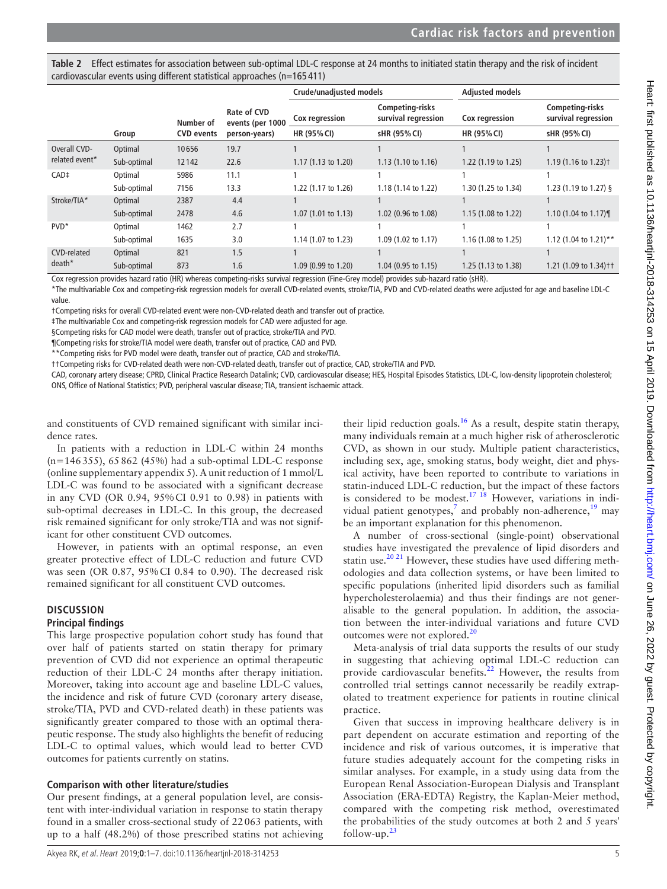**Table 2** Effect estimates for association between sub-optimal LDL-C response at 24 months to initiated statin therapy and the risk of incident cardiovascular events using different statistical approaches (n=165 411)

| | | | | Crude/unadjusted models | | Adjusted models | |
|---|---|---|---|---|---|---|---|
| | | Number of | Rate of CVD events (per 1000 | Cox regression | Competing-risks survival regression | Cox regression | Competing-risks survival regression |
| | Group | CVD events | person-years) | HR (95% CI) | sHR (95% CI) | HR (95% CI) | sHR (95% CI) |
| Overall CVD-related event* | Optimal | 10 656 | 19.7 | 1 | 1 | 1 | 1 |
| | Sub-optimal | 12 142 | 22.6 | 1.17 (1.13 to 1.20) | 1.13 (1.10 to 1.16) | 1.22 (1.19 to 1.25) | 1.19 (1.16 to 1.23)† |
| CAD‡ | Optimal | 5986 | 11.1 | 1 | 1 | 1 | 1 |
| | Sub-optimal | 7156 | 13.3 | 1.22 (1.17 to 1.26) | 1.18 (1.14 to 1.22) | 1.30 (1.25 to 1.34) | 1.23 (1.19 to 1.27) § |
| Stroke/TIA* | Optimal | 2387 | 4.4 | 1 | 1 | 1 | 1 |
| | Sub-optimal | 2478 | 4.6 | 1.07 (1.01 to 1.13) | 1.02 (0.96 to 1.08) | 1.15 (1.08 to 1.22) | 1.10 (1.04 to 1.17)¶ |
| PVD* | Optimal | 1462 | 2.7 | 1 | 1 | 1 | 1 |
| | Sub-optimal | 1635 | 3.0 | 1.14 (1.07 to 1.23) | 1.09 (1.02 to 1.17) | 1.16 (1.08 to 1.25) | 1.12 (1.04 to 1.21)** |
| CVD-related death* | Optimal | 821 | 1.5 | 1 | 1 | 1 | 1 |
| | Sub-optimal | 873 | 1.6 | 1.09 (0.99 to 1.20) | 1.04 (0.95 to 1.15) | 1.25 (1.13 to 1.38) | 1.21 (1.09 to 1.34)†† |

Cox regression provides hazard ratio (HR) whereas competing-risks survival regression (Fine-Grey model) provides sub-hazard ratio (sHR).

*The multivariable Cox and competing-risk regression models for overall CVD-related events, stroke/TIA, PVD and CVD-related deaths were adjusted for age and baseline LDL-C value.

†Competing risks for overall CVD-related event were non-CVD-related death and transfer out of practice.

‡The multivariable Cox and competing-risk regression models for CAD were adjusted for age.

§Competing risks for CAD model were death, transfer out of practice, stroke/TIA and PVD.

¶Competing risks for stroke/TIA model were death, transfer out of practice, CAD and PVD.

**Competing risks for PVD model were death, transfer out of practice, CAD and stroke/TIA.

††Competing risks for CVD-related death were non-CVD-related death, transfer out of practice, CAD, stroke/TIA and PVD.

CAD, coronary artery disease; CPRD, Clinical Practice Research Datalink; CVD, cardiovascular disease; HES, Hospital Episodes Statistics, LDL-C, low-density lipoprotein cholesterol; ONS, Office of National Statistics; PVD, peripheral vascular disease; TIA, transient ischaemic attack.

and constituents of CVD remained significant with similar incidence rates.

In patients with a reduction in LDL-C within 24 months (n=146 355), 65 862 (45%) had a sub-optimal LDL-C response (online supplementary appendix 5). A unit reduction of 1 mmol/L LDL-C was found to be associated with a significant decrease in any CVD (OR 0.94, 95% CI 0.91 to 0.98) in patients with sub-optimal decreases in LDL-C. In this group, the decreased risk remained significant for only stroke/TIA and was not significant for other constituent CVD outcomes.

However, in patients with an optimal response, an even greater protective effect of LDL-C reduction and future CVD was seen (OR 0.87, 95% CI 0.84 to 0.90). The decreased risk remained significant for all constituent CVD outcomes.

## DISCUSSION

### Principal findings

This large prospective population cohort study has found that over half of patients started on statin therapy for primary prevention of CVD did not experience an optimal therapeutic reduction of their LDL-C 24 months after therapy initiation. Moreover, taking into account age and baseline LDL-C values, the incidence and risk of future CVD (coronary artery disease, stroke/TIA, PVD and CVD-related death) in these patients was significantly greater compared to those with an optimal therapeutic response. The study also highlights the benefit of reducing LDL-C to optimal values, which would lead to better CVD outcomes for patients currently on statins.

### Comparison with other literature/studies

Our present findings, at a general population level, are consistent with inter-individual variation in response to statin therapy found in a smaller cross-sectional study of 22 063 patients, with up to a half (48.2%) of those prescribed statins not achieving their lipid reduction goals.[16] As a result, despite statin therapy, many individuals remain at a much higher risk of atherosclerotic CVD, as shown in our study. Multiple patient characteristics, including sex, age, smoking status, body weight, diet and physical activity, have been reported to contribute to variations in statin-induced LDL-C reduction, but the impact of these factors is considered to be modest.[17 18] However, variations in individual patient genotypes,[7] and probably non-adherence,[19] may be an important explanation for this phenomenon.

A number of cross-sectional (single-point) observational studies have investigated the prevalence of lipid disorders and statin use.[20 21] However, these studies have used differing methodologies and data collection systems, or have been limited to specific populations (inherited lipid disorders such as familial hypercholesterolaemia) and thus their findings are not generalisable to the general population. In addition, the association between the inter-individual variations and future CVD outcomes were not explored.[20]

Meta-analysis of trial data supports the results of our study in suggesting that achieving optimal LDL-C reduction can provide cardiovascular benefits.[22] However, the results from controlled trial settings cannot necessarily be readily extrapolated to treatment experience for patients in routine clinical practice.

Given that success in improving healthcare delivery is in part dependent on accurate estimation and reporting of the incidence and risk of various outcomes, it is imperative that future studies adequately account for the competing risks in similar analyses. For example, in a study using data from the European Renal Association-European Dialysis and Transplant Association (ERA-EDTA) Registry, the Kaplan-Meier method, compared with the competing risk method, overestimated the probabilities of the study outcomes at both 2 and 5 years' follow-up.[23]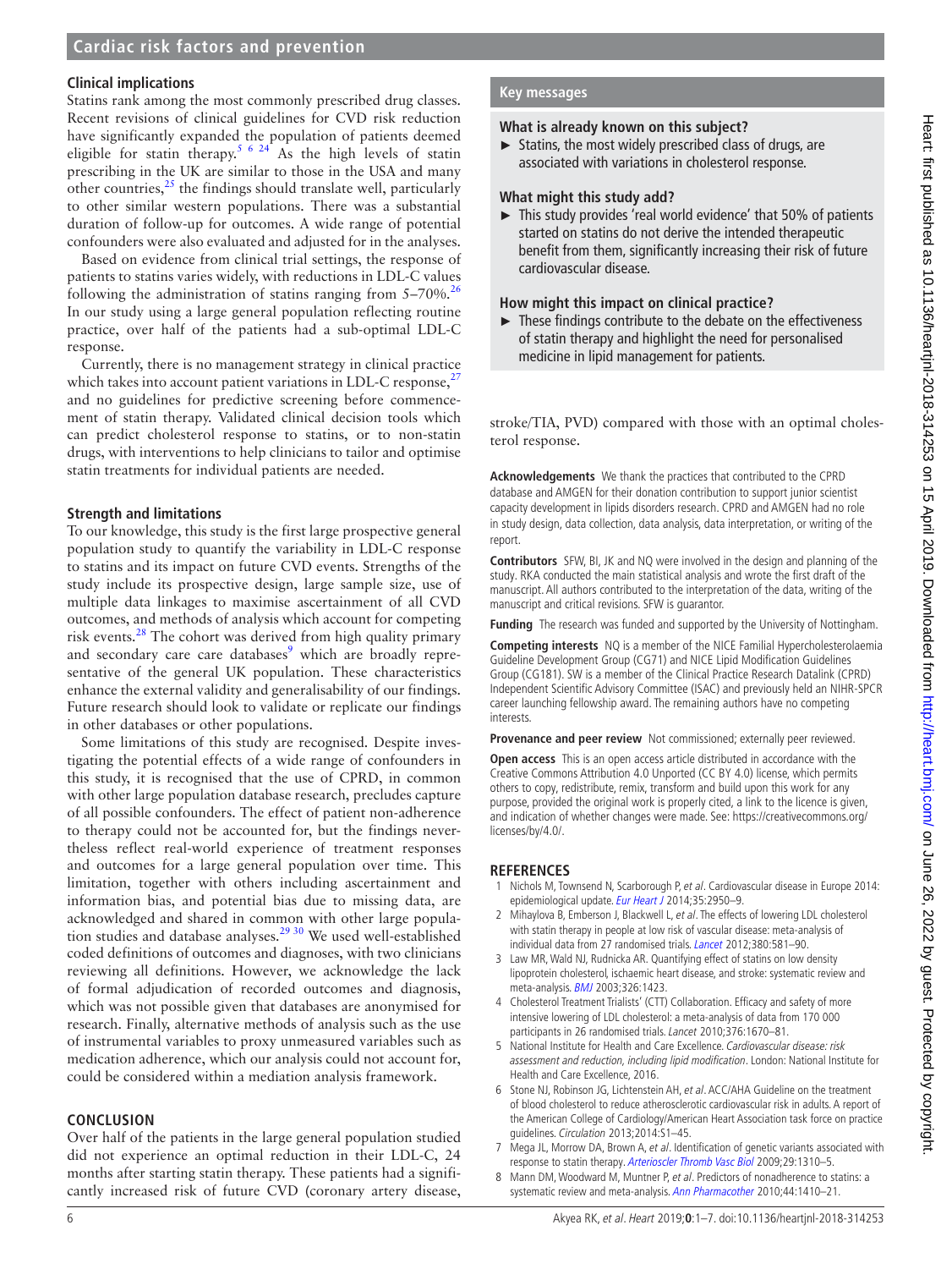### Clinical implications

Statins rank among the most commonly prescribed drug classes. Recent revisions of clinical guidelines for CVD risk reduction have significantly expanded the population of patients deemed eligible for statin therapy.[5 6 24] As the high levels of statin prescribing in the UK are similar to those in the USA and many other countries,[25] the findings should translate well, particularly to other similar western populations. There was a substantial duration of follow-up for outcomes. A wide range of potential confounders were also evaluated and adjusted for in the analyses.

Based on evidence from clinical trial settings, the response of patients to statins varies widely, with reductions in LDL-C values following the administration of statins ranging from 5–70%.[26] In our study using a large general population reflecting routine practice, over half of the patients had a sub-optimal LDL-C response.

Currently, there is no management strategy in clinical practice which takes into account patient variations in LDL-C response,[27] and no guidelines for predictive screening before commencement of statin therapy. Validated clinical decision tools which can predict cholesterol response to statins, or to non-statin drugs, with interventions to help clinicians to tailor and optimise statin treatments for individual patients are needed.

### Strength and limitations

To our knowledge, this study is the first large prospective general population study to quantify the variability in LDL-C response to statins and its impact on future CVD events. Strengths of the study include its prospective design, large sample size, use of multiple data linkages to maximise ascertainment of all CVD outcomes, and methods of analysis which account for competing risk events.[28] The cohort was derived from high quality primary and secondary care care databases[9] which are broadly representative of the general UK population. These characteristics enhance the external validity and generalisability of our findings. Future research should look to validate or replicate our findings in other databases or other populations.

Some limitations of this study are recognised. Despite investigating the potential effects of a wide range of confounders in this study, it is recognised that the use of CPRD, in common with other large population database research, precludes capture of all possible confounders. The effect of patient non-adherence to therapy could not be accounted for, but the findings nevertheless reflect real-world experience of treatment responses and outcomes for a large general population over time. This limitation, together with others including ascertainment and information bias, and potential bias due to missing data, are acknowledged and shared in common with other large population studies and database analyses.[29 30] We used well-established coded definitions of outcomes and diagnoses, with two clinicians reviewing all definitions. However, we acknowledge the lack of formal adjudication of recorded outcomes and diagnosis, which was not possible given that databases are anonymised for research. Finally, alternative methods of analysis such as the use of instrumental variables to proxy unmeasured variables such as medication adherence, which our analysis could not account for, could be considered within a mediation analysis framework.

## CONCLUSION

Over half of the patients in the large general population studied did not experience an optimal reduction in their LDL-C, 24 months after starting statin therapy. These patients had a significantly increased risk of future CVD (coronary artery disease, stroke/TIA, PVD) compared with those with an optimal cholesterol response.

### Key messages

**What is already known on this subject?**

- Statins, the most widely prescribed class of drugs, are associated with variations in cholesterol response.

**What might this study add?**

- This study provides 'real world evidence' that 50% of patients started on statins do not derive the intended therapeutic benefit from them, significantly increasing their risk of future cardiovascular disease.

**How might this impact on clinical practice?**

- These findings contribute to the debate on the effectiveness of statin therapy and highlight the need for personalised medicine in lipid management for patients.

**Acknowledgements** We thank the practices that contributed to the CPRD database and AMGEN for their donation contribution to support junior scientist capacity development in lipids disorders research. CPRD and AMGEN had no role in study design, data collection, data analysis, data interpretation, or writing of the report.

**Contributors** SFW, BI, JK and NQ were involved in the design and planning of the study. RKA conducted the main statistical analysis and wrote the first draft of the manuscript. All authors contributed to the interpretation of the data, writing of the manuscript and critical revisions. SFW is guarantor.

**Funding** The research was funded and supported by the University of Nottingham.

**Competing interests** NQ is a member of the NICE Familial Hypercholesterolaemia Guideline Development Group (CG71) and NICE Lipid Modification Guidelines Group (CG181). SW is a member of the Clinical Practice Research Datalink (CPRD) Independent Scientific Advisory Committee (ISAC) and previously held an NIHR-SPCR career launching fellowship award. The remaining authors have no competing interests.

**Provenance and peer review** Not commissioned; externally peer reviewed.

**Open access** This is an open access article distributed in accordance with the Creative Commons Attribution 4.0 Unported (CC BY 4.0) license, which permits others to copy, redistribute, remix, transform and build upon this work for any purpose, provided the original work is properly cited, a link to the licence is given, and indication of whether changes were made. See: https://creativecommons.org/licenses/by/4.0/.

## REFERENCES

1. Nichols M, Townsend N, Scarborough P, *et al*. Cardiovascular disease in Europe 2014: epidemiological update. *Eur Heart J* 2014;35:2950–9.
2. Mihaylova B, Emberson J, Blackwell L, *et al*. The effects of lowering LDL cholesterol with statin therapy in people at low risk of vascular disease: meta-analysis of individual data from 27 randomised trials. *Lancet* 2012;380:581–90.
3. Law MR, Wald NJ, Rudnicka AR. Quantifying effect of statins on low density lipoprotein cholesterol, ischaemic heart disease, and stroke: systematic review and meta-analysis. *BMJ* 2003;326:1423.
4. Cholesterol Treatment Trialists' (CTT) Collaboration. Efficacy and safety of more intensive lowering of LDL cholesterol: a meta-analysis of data from 170 000 participants in 26 randomised trials. *Lancet* 2010;376:1670–81.
5. National Institute for Health and Care Excellence. *Cardiovascular disease: risk assessment and reduction, including lipid modification*. London: National Institute for Health and Care Excellence, 2016.
6. Stone NJ, Robinson JG, Lichtenstein AH, *et al*. ACC/AHA Guideline on the treatment of blood cholesterol to reduce atherosclerotic cardiovascular risk in adults. A report of the American College of Cardiology/American Heart Association task force on practice guidelines. *Circulation* 2013;2014:S1–45.
7. Mega JL, Morrow DA, Brown A, *et al*. Identification of genetic variants associated with response to statin therapy. *Arterioscler Thromb Vasc Biol* 2009;29:1310–5.
8. Mann DM, Woodward M, Muntner P, *et al*. Predictors of nonadherence to statins: a systematic review and meta-analysis. *Ann Pharmacother* 2010;44:1410–21.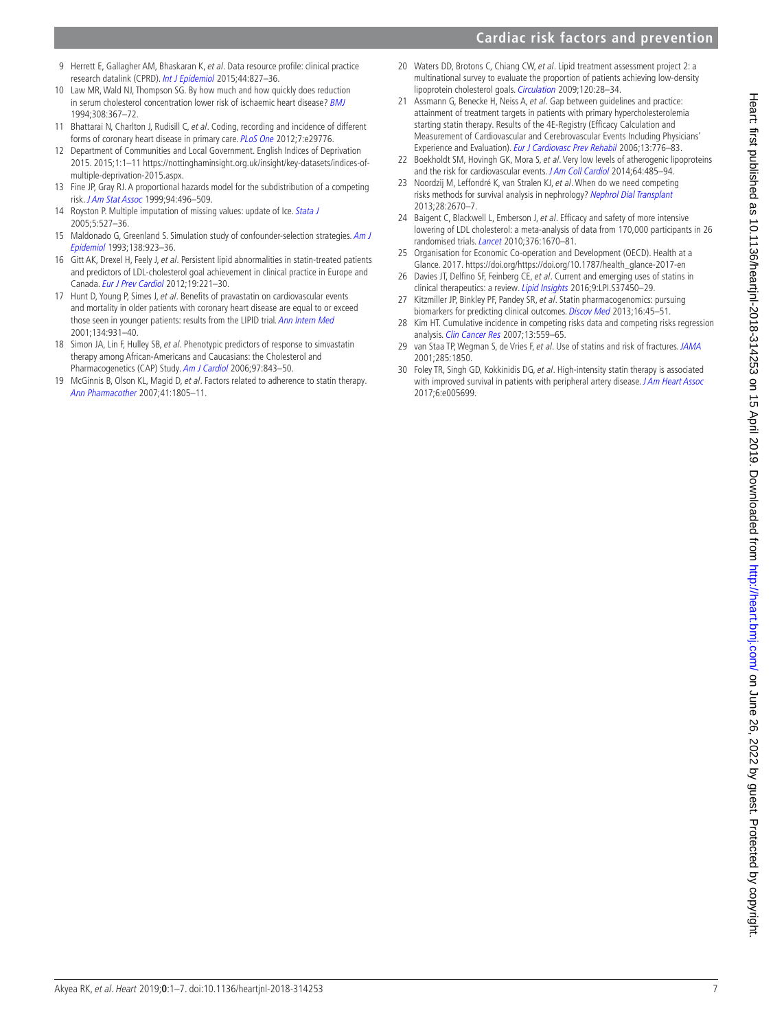9 Herrett E, Gallagher AM, Bhaskaran K, *et al*. Data resource profile: clinical practice research datalink (CPRD). *Int J Epidemiol* 2015;44:827–36.
10 Law MR, Wald NJ, Thompson SG. By how much and how quickly does reduction in serum cholesterol concentration lower risk of ischaemic heart disease? *BMJ* 1994;308:367–72.
11 Bhattarai N, Charlton J, Rudisill C, *et al*. Coding, recording and incidence of different forms of coronary heart disease in primary care. *PLoS One* 2012;7:e29776.
12 Department of Communities and Local Government. English Indices of Deprivation 2015. 2015;1:1–11 https://nottinghaminsight.org.uk/insight/key-datasets/indices-of-multiple-deprivation-2015.aspx.
13 Fine JP, Gray RJ. A proportional hazards model for the subdistribution of a competing risk. *J Am Stat Assoc* 1999;94:496–509.
14 Royston P. Multiple imputation of missing values: update of Ice. *Stata J* 2005;5:527–36.
15 Maldonado G, Greenland S. Simulation study of confounder-selection strategies. *Am J Epidemiol* 1993;138:923–36.
16 Gitt AK, Drexel H, Feely J, *et al*. Persistent lipid abnormalities in statin-treated patients and predictors of LDL-cholesterol goal achievement in clinical practice in Europe and Canada. *Eur J Prev Cardiol* 2012;19:221–30.
17 Hunt D, Young P, Simes J, *et al*. Benefits of pravastatin on cardiovascular events and mortality in older patients with coronary heart disease are equal to or exceed those seen in younger patients: results from the LIPID trial. *Ann Intern Med* 2001;134:931–40.
18 Simon JA, Lin F, Hulley SB, *et al*. Phenotypic predictors of response to simvastatin therapy among African-Americans and Caucasians: the Cholesterol and Pharmacogenetics (CAP) Study. *Am J Cardiol* 2006;97:843–50.
19 McGinnis B, Olson KL, Magid D, *et al*. Factors related to adherence to statin therapy. *Ann Pharmacother* 2007;41:1805–11.
20 Waters DD, Brotons C, Chiang CW, *et al*. Lipid treatment assessment project 2: a multinational survey to evaluate the proportion of patients achieving low-density lipoprotein cholesterol goals. *Circulation* 2009;120:28–34.
21 Assmann G, Benecke H, Neiss A, *et al*. Gap between guidelines and practice: attainment of treatment targets in patients with primary hypercholesterolemia starting statin therapy. Results of the 4E-Registry (Efficacy Calculation and Measurement of Cardiovascular and Cerebrovascular Events Including Physicians' Experience and Evaluation). *Eur J Cardiovasc Prev Rehabil* 2006;13:776–83.
22 Boekholdt SM, Hovingh GK, Mora S, *et al*. Very low levels of atherogenic lipoproteins and the risk for cardiovascular events. *J Am Coll Cardiol* 2014;64:485–94.
23 Noordzij M, Leffondré K, van Stralen KJ, *et al*. When do we need competing risks methods for survival analysis in nephrology? *Nephrol Dial Transplant* 2013;28:2670–7.
24 Baigent C, Blackwell L, Emberson J, *et al*. Efficacy and safety of more intensive lowering of LDL cholesterol: a meta-analysis of data from 170,000 participants in 26 randomised trials. *Lancet* 2010;376:1670–81.
25 Organisation for Economic Co-operation and Development (OECD). Health at a Glance. 2017. https://doi.org/https://doi.org/10.1787/health_glance-2017-en
26 Davies JT, Delfino SF, Feinberg CE, *et al*. Current and emerging uses of statins in clinical therapeutics: a review. *Lipid Insights* 2016;9:LPI.S37450–29.
27 Kitzmiller JP, Binkley PF, Pandey SR, *et al*. Statin pharmacogenomics: pursuing biomarkers for predicting clinical outcomes. *Discov Med* 2013;16:45–51.
28 Kim HT. Cumulative incidence in competing risks data and competing risks regression analysis. *Clin Cancer Res* 2007;13:559–65.
29 van Staa TP, Wegman S, de Vries F, *et al*. Use of statins and risk of fractures. *JAMA* 2001;285:1850.
30 Foley TR, Singh GD, Kokkinidis DG, *et al*. High-intensity statin therapy is associated with improved survival in patients with peripheral artery disease. *J Am Heart Assoc* 2017;6:e005699.